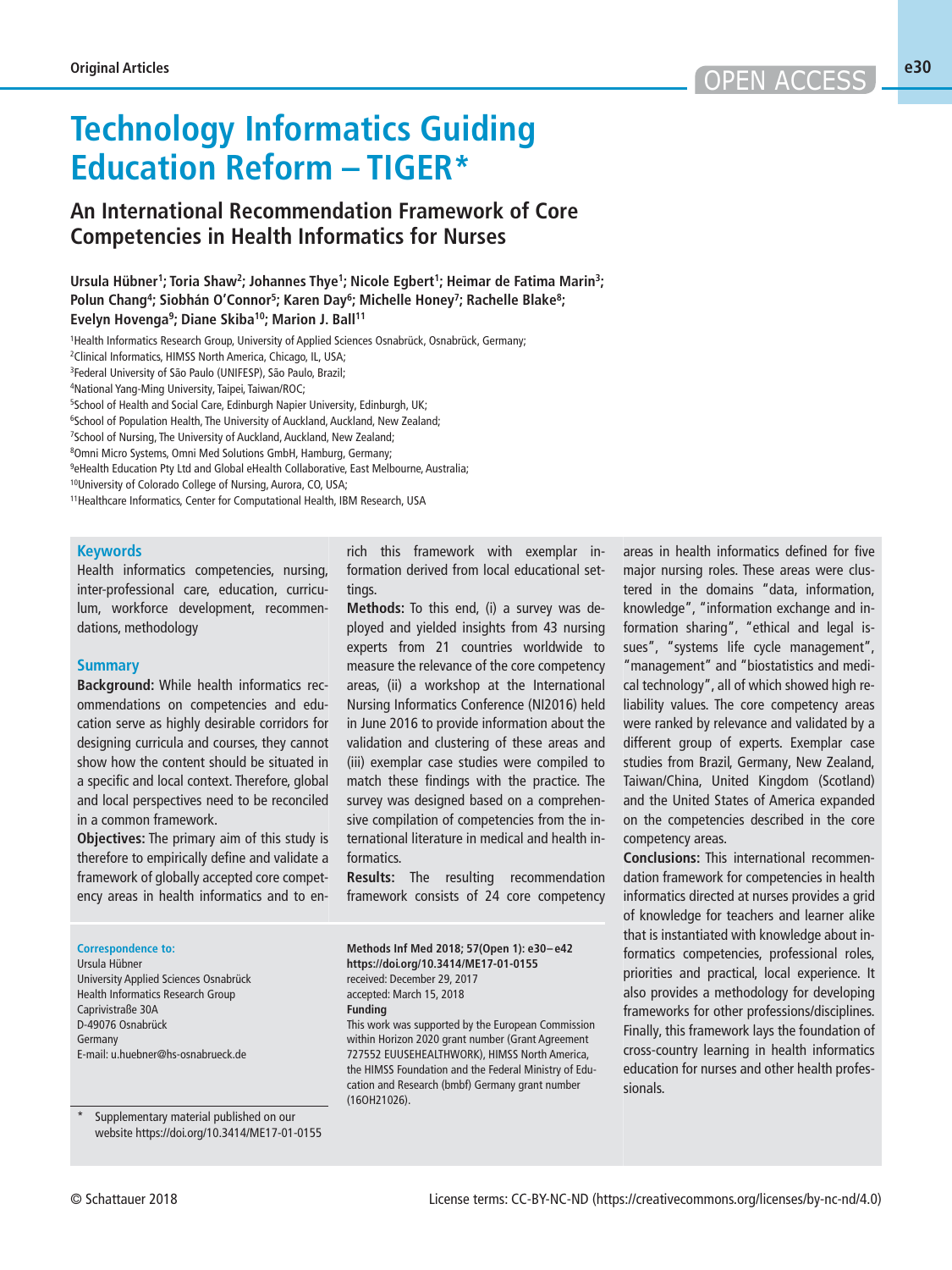Original Articles

# Technology Informatics Guiding Education Reform – TIGER*

## An International Recommendation Framework of Core Competencies in Health Informatics for Nurses

**Ursula Hübner[1]; Toria Shaw[2]; Johannes Thye[1]; Nicole Egbert[1]; Heimar de Fatima Marin[3]; Polun Chang[4]; Siobhán O'Connor[5]; Karen Day[6]; Michelle Honey[7]; Rachelle Blake[8]; Evelyn Hovenga[9]; Diane Skiba[10]; Marion J. Ball[11]**

[1]Health Informatics Research Group, University of Applied Sciences Osnabrück, Osnabrück, Germany;
[2]Clinical Informatics, HIMSS North America, Chicago, IL, USA;
[3]Federal University of São Paulo (UNIFESP), São Paulo, Brazil;
[4]National Yang-Ming University, Taipei, Taiwan/ROC;
[5]School of Health and Social Care, Edinburgh Napier University, Edinburgh, UK;
[6]School of Population Health, The University of Auckland, Auckland, New Zealand;
[7]School of Nursing, The University of Auckland, Auckland, New Zealand;
[8]Omni Micro Systems, Omni Med Solutions GmbH, Hamburg, Germany;
[9]eHealth Education Pty Ltd and Global eHealth Collaborative, East Melbourne, Australia;
[10]University of Colorado College of Nursing, Aurora, CO, USA;
[11]Healthcare Informatics, Center for Computational Health, IBM Research, USA

### Keywords

Health informatics competencies, nursing, inter-professional care, education, curriculum, workforce development, recommendations, methodology

### Summary

**Background:** While health informatics recommendations on competencies and education serve as highly desirable corridors for designing curricula and courses, they cannot show how the content should be situated in a specific and local context. Therefore, global and local perspectives need to be reconciled in a common framework.

**Objectives:** The primary aim of this study is therefore to empirically define and validate a framework of globally accepted core competency areas in health informatics and to enrich this framework with exemplar information derived from local educational settings.

**Methods:** To this end, (i) a survey was deployed and yielded insights from 43 nursing experts from 21 countries worldwide to measure the relevance of the core competency areas, (ii) a workshop at the International Nursing Informatics Conference (NI2016) held in June 2016 to provide information about the validation and clustering of these areas and (iii) exemplar case studies were compiled to match these findings with the practice. The survey was designed based on a comprehensive compilation of competencies from the international literature in medical and health informatics.

**Results:** The resulting recommendation framework consists of 24 core competency areas in health informatics defined for five major nursing roles. These areas were clustered in the domains "data, information, knowledge", "information exchange and information sharing", "ethical and legal issues", "systems life cycle management", "management" and "biostatistics and medical technology", all of which showed high reliability values. The core competency areas were ranked by relevance and validated by a different group of experts. Exemplar case studies from Brazil, Germany, New Zealand, Taiwan/China, United Kingdom (Scotland) and the United States of America expanded on the competencies described in the core competency areas.

**Conclusions:** This international recommendation framework for competencies in health informatics directed at nurses provides a grid of knowledge for teachers and learner alike that is instantiated with knowledge about informatics competencies, professional roles, priorities and practical, local experience. It also provides a methodology for developing frameworks for other professions/disciplines. Finally, this framework lays the foundation of cross-country learning in health informatics education for nurses and other health professionals.

**Correspondence to:**
Ursula Hübner
University Applied Sciences Osnabrück
Health Informatics Research Group
Caprivistraße 30A
D-49076 Osnabrück
Germany
E-mail: u.huebner@hs-osnabrueck.de

**Methods Inf Med 2018; 57(Open 1): e30–e42**
**https://doi.org/10.3414/ME17-01-0155**
received: December 29, 2017
accepted: March 15, 2018

**Funding**
This work was supported by the European Commission within Horizon 2020 grant number (Grant Agreement 727552 EUUSEHEALTHWORK), HIMSS North America, the HIMSS Foundation and the Federal Ministry of Education and Research (bmbf) Germany grant number (16OH21026).

\* Supplementary material published on our website https://doi.org/10.3414/ME17-01-0155

© Schattauer 2018 License terms: CC-BY-NC-ND (https://creativecommons.org/licenses/by-nc-nd/4.0)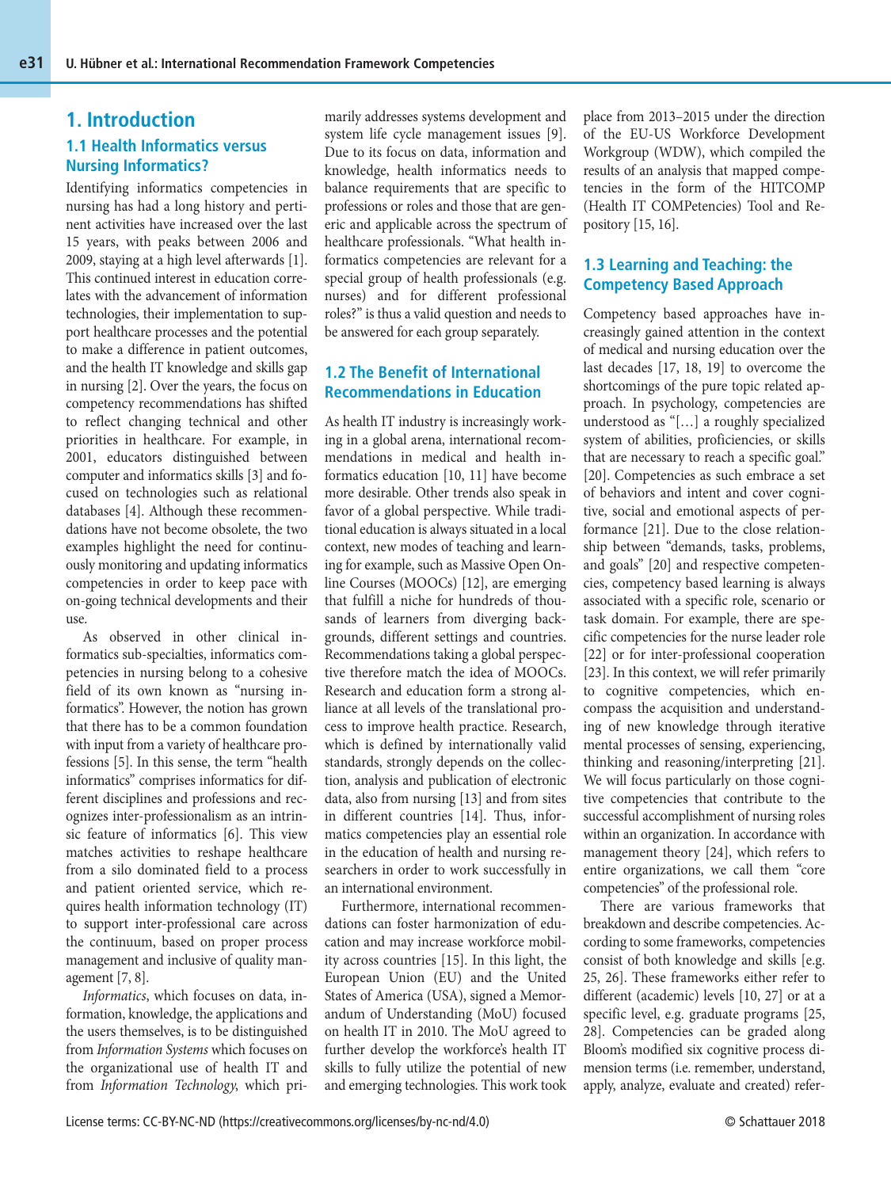# 1. Introduction

## 1.1 Health Informatics versus Nursing Informatics?

Identifying informatics competencies in nursing has had a long history and pertinent activities have increased over the last 15 years, with peaks between 2006 and 2009, staying at a high level afterwards [1]. This continued interest in education correlates with the advancement of information technologies, their implementation to support healthcare processes and the potential to make a difference in patient outcomes, and the health IT knowledge and skills gap in nursing [2]. Over the years, the focus on competency recommendations has shifted to reflect changing technical and other priorities in healthcare. For example, in 2001, educators distinguished between computer and informatics skills [3] and focused on technologies such as relational databases [4]. Although these recommendations have not become obsolete, the two examples highlight the need for continuously monitoring and updating informatics competencies in order to keep pace with on-going technical developments and their use.

As observed in other clinical informatics sub-specialties, informatics competencies in nursing belong to a cohesive field of its own known as "nursing informatics". However, the notion has grown that there has to be a common foundation with input from a variety of healthcare professions [5]. In this sense, the term "health informatics" comprises informatics for different disciplines and professions and recognizes inter-professionalism as an intrinsic feature of informatics [6]. This view matches activities to reshape healthcare from a silo dominated field to a process and patient oriented service, which requires health information technology (IT) to support inter-professional care across the continuum, based on proper process management and inclusive of quality management [7, 8].

*Informatics*, which focuses on data, information, knowledge, the applications and the users themselves, is to be distinguished from *Information Systems* which focuses on the organizational use of health IT and from *Information Technology*, which primarily addresses systems development and system life cycle management issues [9]. Due to its focus on data, information and knowledge, health informatics needs to balance requirements that are specific to professions or roles and those that are generic and applicable across the spectrum of healthcare professionals. "What health informatics competencies are relevant for a special group of health professionals (e.g. nurses) and for different professional roles?" is thus a valid question and needs to be answered for each group separately.

## 1.2 The Benefit of International Recommendations in Education

As health IT industry is increasingly working in a global arena, international recommendations in medical and health informatics education [10, 11] have become more desirable. Other trends also speak in favor of a global perspective. While traditional education is always situated in a local context, new modes of teaching and learning for example, such as Massive Open Online Courses (MOOCs) [12], are emerging that fulfill a niche for hundreds of thousands of learners from diverging backgrounds, different settings and countries. Recommendations taking a global perspective therefore match the idea of MOOCs. Research and education form a strong alliance at all levels of the translational process to improve health practice. Research, which is defined by internationally valid standards, strongly depends on the collection, analysis and publication of electronic data, also from nursing [13] and from sites in different countries [14]. Thus, informatics competencies play an essential role in the education of health and nursing researchers in order to work successfully in an international environment.

Furthermore, international recommendations can foster harmonization of education and may increase workforce mobility across countries [15]. In this light, the European Union (EU) and the United States of America (USA), signed a Memorandum of Understanding (MoU) focused on health IT in 2010. The MoU agreed to further develop the workforce's health IT skills to fully utilize the potential of new and emerging technologies. This work took place from 2013–2015 under the direction of the EU-US Workforce Development Workgroup (WDW), which compiled the results of an analysis that mapped competencies in the form of the HITCOMP (Health IT COMPetencies) Tool and Repository [15, 16].

## 1.3 Learning and Teaching: the Competency Based Approach

Competency based approaches have increasingly gained attention in the context of medical and nursing education over the last decades [17, 18, 19] to overcome the shortcomings of the pure topic related approach. In psychology, competencies are understood as "[…] a roughly specialized system of abilities, proficiencies, or skills that are necessary to reach a specific goal." [20]. Competencies as such embrace a set of behaviors and intent and cover cognitive, social and emotional aspects of performance [21]. Due to the close relationship between "demands, tasks, problems, and goals" [20] and respective competencies, competency based learning is always associated with a specific role, scenario or task domain. For example, there are specific competencies for the nurse leader role [22] or for inter-professional cooperation [23]. In this context, we will refer primarily to cognitive competencies, which encompass the acquisition and understanding of new knowledge through iterative mental processes of sensing, experiencing, thinking and reasoning/interpreting [21]. We will focus particularly on those cognitive competencies that contribute to the successful accomplishment of nursing roles within an organization. In accordance with management theory [24], which refers to entire organizations, we call them "core competencies" of the professional role.

There are various frameworks that breakdown and describe competencies. According to some frameworks, competencies consist of both knowledge and skills [e.g. 25, 26]. These frameworks either refer to different (academic) levels [10, 27] or at a specific level, e.g. graduate programs [25, 28]. Competencies can be graded along Bloom's modified six cognitive process dimension terms (i.e. remember, understand, apply, analyze, evaluate and created) refer-

License terms: CC-BY-NC-ND (https://creativecommons.org/licenses/by-nc-nd/4.0/) © Schattauer 2018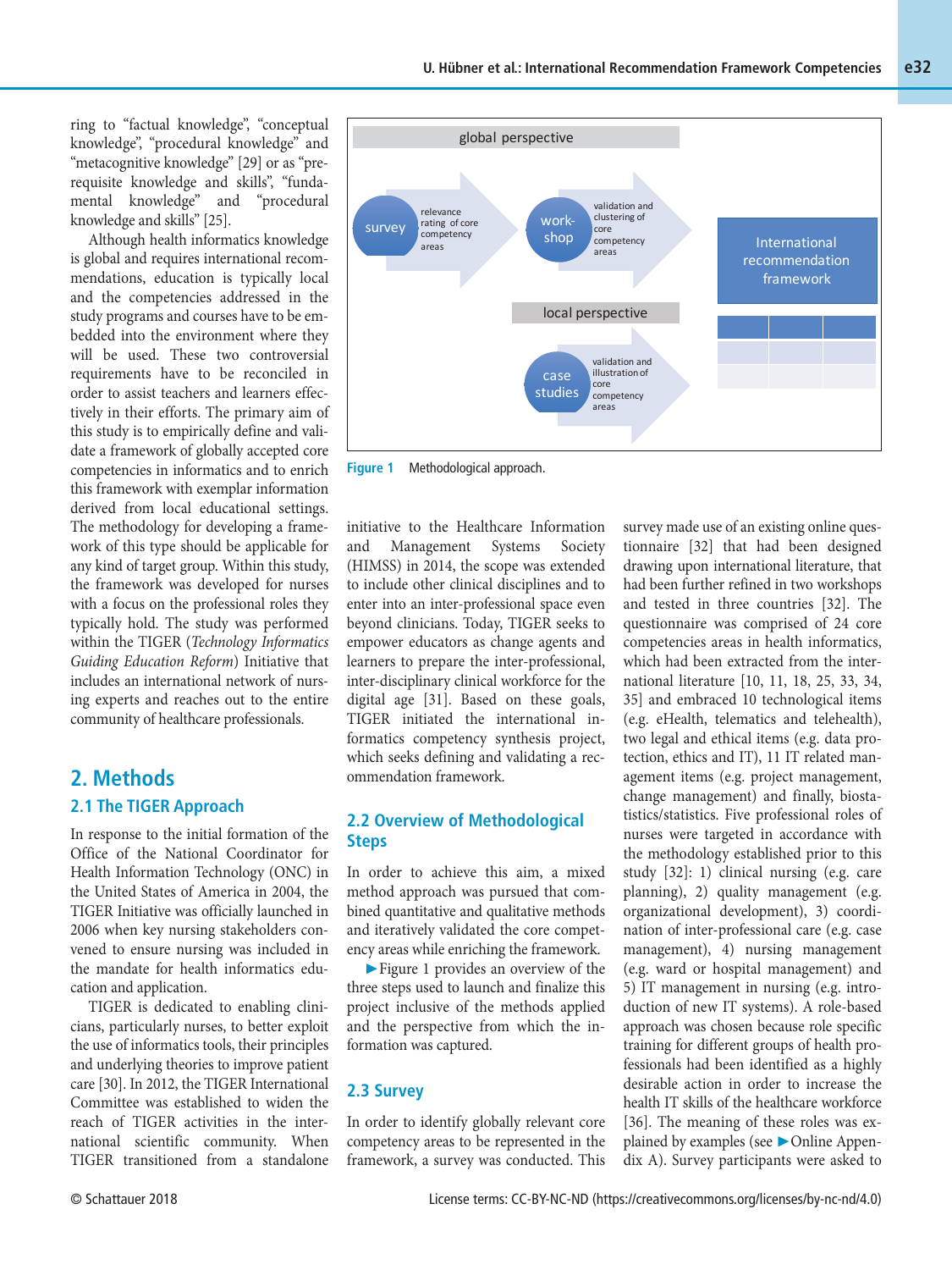ring to "factual knowledge", "conceptual knowledge", "procedural knowledge" and "metacognitive knowledge" [29] or as "prerequisite knowledge and skills", "fundamental knowledge" and "procedural knowledge and skills" [25].

Although health informatics knowledge is global and requires international recommendations, education is typically local and the competencies addressed in the study programs and courses have to be embedded into the environment where they will be used. These two controversial requirements have to be reconciled in order to assist teachers and learners effectively in their efforts. The primary aim of this study is to empirically define and validate a framework of globally accepted core competencies in informatics and to enrich this framework with exemplar information derived from local educational settings. The methodology for developing a framework of this type should be applicable for any kind of target group. Within this study, the framework was developed for nurses with a focus on the professional roles they typically hold. The study was performed within the TIGER (*Technology Informatics Guiding Education Reform*) Initiative that includes an international network of nursing experts and reaches out to the entire community of healthcare professionals.

global perspective

survey — relevance rating of core competency areas

work-shop — validation and clustering of core competency areas

International recommendation framework

local perspective

case studies — validation and illustration of core competency areas

Figure 1 Methodological approach.

## 2. Methods

### 2.1 The TIGER Approach

In response to the initial formation of the Office of the National Coordinator for Health Information Technology (ONC) in the United States of America in 2004, the TIGER Initiative was officially launched in 2006 when key nursing stakeholders convened to ensure nursing was included in the mandate for health informatics education and application.

TIGER is dedicated to enabling clinicians, particularly nurses, to better exploit the use of informatics tools, their principles and underlying theories to improve patient care [30]. In 2012, the TIGER International Committee was established to widen the reach of TIGER activities in the international scientific community. When TIGER transitioned from a standalone initiative to the Healthcare Information and Management Systems Society (HIMSS) in 2014, the scope was extended to include other clinical disciplines and to enter into an inter-professional space even beyond clinicians. Today, TIGER seeks to empower educators as change agents and learners to prepare the inter-professional, inter-disciplinary clinical workforce for the digital age [31]. Based on these goals, TIGER initiated the international informatics competency synthesis project, which seeks defining and validating a recommendation framework.

### 2.2 Overview of Methodological Steps

In order to achieve this aim, a mixed method approach was pursued that combined quantitative and qualitative methods and iteratively validated the core competency areas while enriching the framework.

►Figure 1 provides an overview of the three steps used to launch and finalize this project inclusive of the methods applied and the perspective from which the information was captured.

### 2.3 Survey

In order to identify globally relevant core competency areas to be represented in the framework, a survey was conducted. This survey made use of an existing online questionnaire [32] that had been designed drawing upon international literature, that had been further refined in two workshops and tested in three countries [32]. The questionnaire was comprised of 24 core competencies areas in health informatics, which had been extracted from the international literature [10, 11, 18, 25, 33, 34, 35] and embraced 10 technological items (e.g. eHealth, telematics and telehealth), two legal and ethical items (e.g. data protection, ethics and IT), 11 IT related management items (e.g. project management, change management) and finally, biostatistics/statistics. Five professional roles of nurses were targeted in accordance with the methodology established prior to this study [32]: 1) clinical nursing (e.g. care planning), 2) quality management (e.g. organizational development), 3) coordination of inter-professional care (e.g. case management), 4) nursing management (e.g. ward or hospital management) and 5) IT management in nursing (e.g. introduction of new IT systems). A role-based approach was chosen because role specific training for different groups of health professionals had been identified as a highly desirable action in order to increase the health IT skills of the healthcare workforce [36]. The meaning of these roles was explained by examples (see ►Online Appendix A). Survey participants were asked to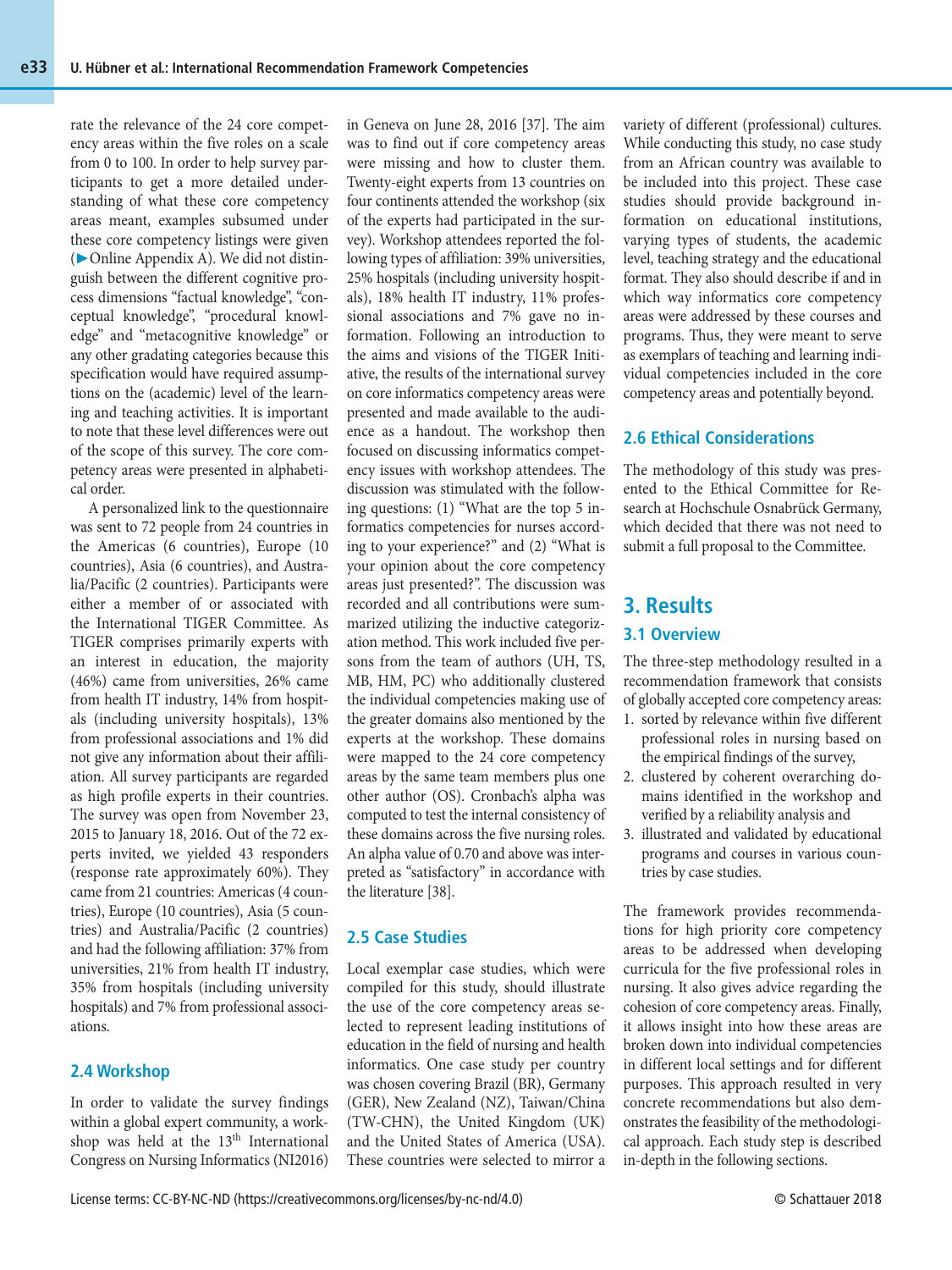rate the relevance of the 24 core competency areas within the five roles on a scale from 0 to 100. In order to help survey participants to get a more detailed understanding of what these core competency areas meant, examples subsumed under these core competency listings were given (►Online Appendix A). We did not distinguish between the different cognitive process dimensions "factual knowledge", "conceptual knowledge", "procedural knowledge" and "metacognitive knowledge" or any other gradating categories because this specification would have required assumptions on the (academic) level of the learning and teaching activities. It is important to note that these level differences were out of the scope of this survey. The core competency areas were presented in alphabetical order.

A personalized link to the questionnaire was sent to 72 people from 24 countries in the Americas (6 countries), Europe (10 countries), Asia (6 countries), and Australia/Pacific (2 countries). Participants were either a member of or associated with the International TIGER Committee. As TIGER comprises primarily experts with an interest in education, the majority (46%) came from universities, 26% came from health IT industry, 14% from hospitals (including university hospitals), 13% from professional associations and 1% did not give any information about their affiliation. All survey participants are regarded as high profile experts in their countries. The survey was open from November 23, 2015 to January 18, 2016. Out of the 72 experts invited, we yielded 43 responders (response rate approximately 60%). They came from 21 countries: Americas (4 countries), Europe (10 countries), Asia (5 countries) and Australia/Pacific (2 countries) and had the following affiliation: 37% from universities, 21% from health IT industry, 35% from hospitals (including university hospitals) and 7% from professional associations.

### 2.4 Workshop

In order to validate the survey findings within a global expert community, a workshop was held at the 13th International Congress on Nursing Informatics (NI2016) in Geneva on June 28, 2016 [37]. The aim was to find out if core competency areas were missing and how to cluster them. Twenty-eight experts from 13 countries on four continents attended the workshop (six of the experts had participated in the survey). Workshop attendees reported the following types of affiliation: 39% universities, 25% hospitals (including university hospitals), 18% health IT industry, 11% professional associations and 7% gave no information. Following an introduction to the aims and visions of the TIGER Initiative, the results of the international survey on core informatics competency areas were presented and made available to the audience as a handout. The workshop then focused on discussing informatics competency issues with workshop attendees. The discussion was stimulated with the following questions: (1) "What are the top 5 informatics competencies for nurses according to your experience?" and (2) "What is your opinion about the core competency areas just presented?". The discussion was recorded and all contributions were summarized utilizing the inductive categorization method. This work included five persons from the team of authors (UH, TS, MB, HM, PC) who additionally clustered the individual competencies making use of the greater domains also mentioned by the experts at the workshop. These domains were mapped to the 24 core competency areas by the same team members plus one other author (OS). Cronbach's alpha was computed to test the internal consistency of these domains across the five nursing roles. An alpha value of 0.70 and above was interpreted as "satisfactory" in accordance with the literature [38].

### 2.5 Case Studies

Local exemplar case studies, which were compiled for this study, should illustrate the use of the core competency areas selected to represent leading institutions of education in the field of nursing and health informatics. One case study per country was chosen covering Brazil (BR), Germany (GER), New Zealand (NZ), Taiwan/China (TW-CHN), the United Kingdom (UK) and the United States of America (USA). These countries were selected to mirror a variety of different (professional) cultures. While conducting this study, no case study from an African country was available to be included into this project. These case studies should provide background information on educational institutions, varying types of students, the academic level, teaching strategy and the educational format. They also should describe if and in which way informatics core competency areas were addressed by these courses and programs. Thus, they were meant to serve as exemplars of teaching and learning individual competencies included in the core competency areas and potentially beyond.

### 2.6 Ethical Considerations

The methodology of this study was presented to the Ethical Committee for Research at Hochschule Osnabrück Germany, which decided that there was not need to submit a full proposal to the Committee.

## 3. Results

### 3.1 Overview

The three-step methodology resulted in a recommendation framework that consists of globally accepted core competency areas:

1. sorted by relevance within five different professional roles in nursing based on the empirical findings of the survey,
2. clustered by coherent overarching domains identified in the workshop and verified by a reliability analysis and
3. illustrated and validated by educational programs and courses in various countries by case studies.

The framework provides recommendations for high priority core competency areas to be addressed when developing curricula for the five professional roles in nursing. It also gives advice regarding the cohesion of core competency areas. Finally, it allows insight into how these areas are broken down into individual competencies in different local settings and for different purposes. This approach resulted in very concrete recommendations but also demonstrates the feasibility of the methodological approach. Each study step is described in-depth in the following sections.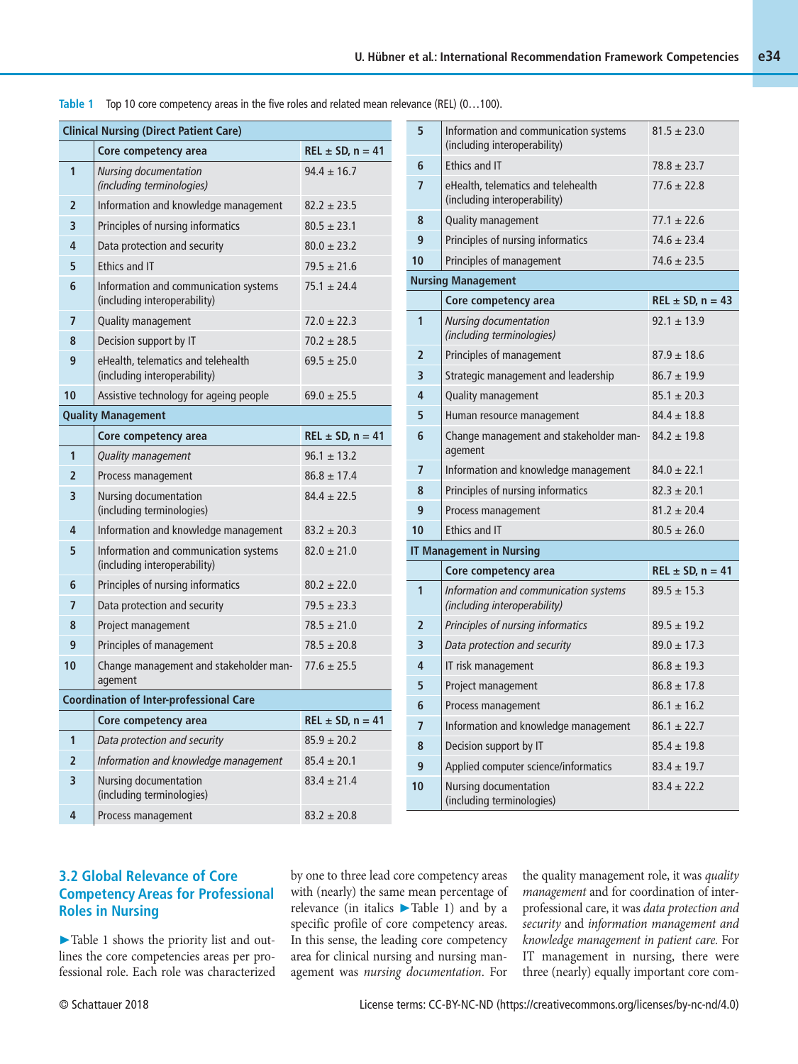Table 1 Top 10 core competency areas in the five roles and related mean relevance (REL) (0…100).

| Clinical Nursing (Direct Patient Care) | | |
|---|---|---|
| | Core competency area | REL ± SD, n = 41 |
| 1 | *Nursing documentation (including terminologies)* | 94.4 ± 16.7 |
| 2 | Information and knowledge management | 82.2 ± 23.5 |
| 3 | Principles of nursing informatics | 80.5 ± 23.1 |
| 4 | Data protection and security | 80.0 ± 23.2 |
| 5 | Ethics and IT | 79.5 ± 21.6 |
| 6 | Information and communication systems (including interoperability) | 75.1 ± 24.4 |
| 7 | Quality management | 72.0 ± 22.3 |
| 8 | Decision support by IT | 70.2 ± 28.5 |
| 9 | eHealth, telematics and telehealth (including interoperability) | 69.5 ± 25.0 |
| 10 | Assistive technology for ageing people | 69.0 ± 25.5 |
| **Quality Management** | | |
| | Core competency area | REL ± SD, n = 41 |
| 1 | *Quality management* | 96.1 ± 13.2 |
| 2 | Process management | 86.8 ± 17.4 |
| 3 | Nursing documentation (including terminologies) | 84.4 ± 22.5 |
| 4 | Information and knowledge management | 83.2 ± 20.3 |
| 5 | Information and communication systems (including interoperability) | 82.0 ± 21.0 |
| 6 | Principles of nursing informatics | 80.2 ± 22.0 |
| 7 | Data protection and security | 79.5 ± 23.3 |
| 8 | Project management | 78.5 ± 21.0 |
| 9 | Principles of management | 78.5 ± 20.8 |
| 10 | Change management and stakeholder management | 77.6 ± 25.5 |
| **Coordination of Inter-professional Care** | | |
| | Core competency area | REL ± SD, n = 41 |
| 1 | *Data protection and security* | 85.9 ± 20.2 |
| 2 | *Information and knowledge management* | 85.4 ± 20.1 |
| 3 | Nursing documentation (including terminologies) | 83.4 ± 21.4 |
| 4 | Process management | 83.2 ± 20.8 |
| 5 | Information and communication systems (including interoperability) | 81.5 ± 23.0 |
| 6 | Ethics and IT | 78.8 ± 23.7 |
| 7 | eHealth, telematics and telehealth (including interoperability) | 77.6 ± 22.8 |
| 8 | Quality management | 77.1 ± 22.6 |
| 9 | Principles of nursing informatics | 74.6 ± 23.4 |
| 10 | Principles of management | 74.6 ± 23.5 |
| **Nursing Management** | | |
| | Core competency area | REL ± SD, n = 43 |
| 1 | *Nursing documentation (including terminologies)* | 92.1 ± 13.9 |
| 2 | Principles of management | 87.9 ± 18.6 |
| 3 | Strategic management and leadership | 86.7 ± 19.9 |
| 4 | Quality management | 85.1 ± 20.3 |
| 5 | Human resource management | 84.4 ± 18.8 |
| 6 | Change management and stakeholder management | 84.2 ± 19.8 |
| 7 | Information and knowledge management | 84.0 ± 22.1 |
| 8 | Principles of nursing informatics | 82.3 ± 20.1 |
| 9 | Process management | 81.2 ± 20.4 |
| 10 | Ethics and IT | 80.5 ± 26.0 |
| **IT Management in Nursing** | | |
| | Core competency area | REL ± SD, n = 41 |
| 1 | *Information and communication systems (including interoperability)* | 89.5 ± 15.3 |
| 2 | *Principles of nursing informatics* | 89.5 ± 19.2 |
| 3 | *Data protection and security* | 89.0 ± 17.3 |
| 4 | IT risk management | 86.8 ± 19.3 |
| 5 | Project management | 86.8 ± 17.8 |
| 6 | Process management | 86.1 ± 16.2 |
| 7 | Information and knowledge management | 86.1 ± 22.7 |
| 8 | Decision support by IT | 85.4 ± 19.8 |
| 9 | Applied computer science/informatics | 83.4 ± 19.7 |
| 10 | Nursing documentation (including terminologies) | 83.4 ± 22.2 |

## 3.2 Global Relevance of Core Competency Areas for Professional Roles in Nursing

►Table 1 shows the priority list and outlines the core competencies areas per professional role. Each role was characterized by one to three lead core competency areas with (nearly) the same mean percentage of relevance (in italics ►Table 1) and by a specific profile of core competency areas. In this sense, the leading core competency area for clinical nursing and nursing management was *nursing documentation*. For the quality management role, it was *quality management* and for coordination of inter-professional care, it was *data protection and security* and *information management and knowledge management in patient care.* For IT management in nursing, there were three (nearly) equally important core com-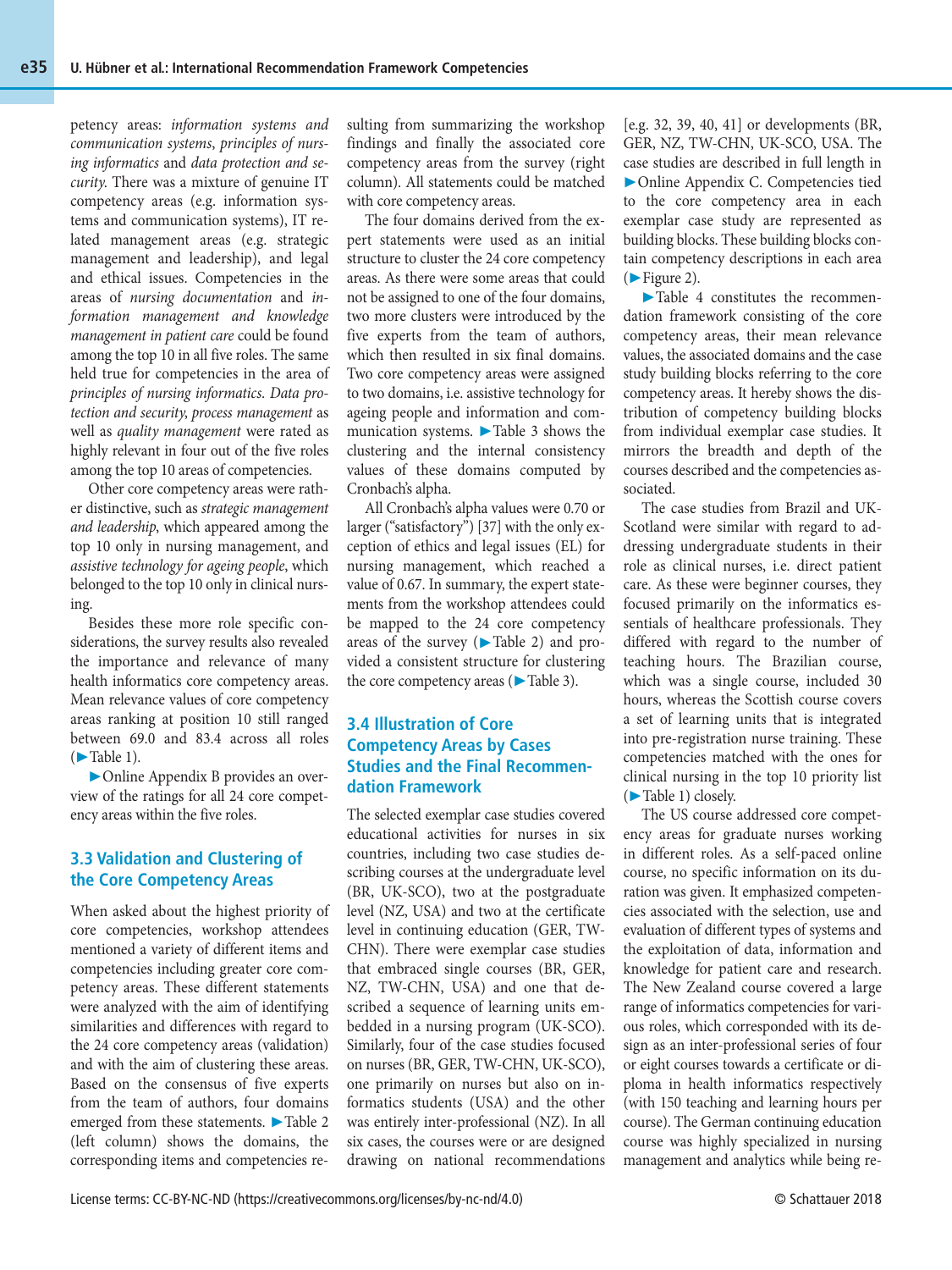petency areas: *information systems and communication systems*, *principles of nursing informatics* and *data protection and security*. There was a mixture of genuine IT competency areas (e.g. information systems and communication systems), IT related management areas (e.g. strategic management and leadership), and legal and ethical issues. Competencies in the areas of *nursing documentation* and *information management and knowledge management in patient care* could be found among the top 10 in all five roles. The same held true for competencies in the area of *principles of nursing informatics*. *Data protection and security*, *process management* as well as *quality management* were rated as highly relevant in four out of the five roles among the top 10 areas of competencies.

Other core competency areas were rather distinctive, such as *strategic management and leadership*, which appeared among the top 10 only in nursing management, and *assistive technology for ageing people*, which belonged to the top 10 only in clinical nursing.

Besides these more role specific considerations, the survey results also revealed the importance and relevance of many health informatics core competency areas. Mean relevance values of core competency areas ranking at position 10 still ranged between 69.0 and 83.4 across all roles (►Table 1).

►Online Appendix B provides an overview of the ratings for all 24 core competency areas within the five roles.

## 3.3 Validation and Clustering of the Core Competency Areas

When asked about the highest priority of core competencies, workshop attendees mentioned a variety of different items and competencies including greater core competency areas. These different statements were analyzed with the aim of identifying similarities and differences with regard to the 24 core competency areas (validation) and with the aim of clustering these areas. Based on the consensus of five experts from the team of authors, four domains emerged from these statements. ►Table 2 (left column) shows the domains, the corresponding items and competencies resulting from summarizing the workshop findings and finally the associated core competency areas from the survey (right column). All statements could be matched with core competency areas.

The four domains derived from the expert statements were used as an initial structure to cluster the 24 core competency areas. As there were some areas that could not be assigned to one of the four domains, two more clusters were introduced by the five experts from the team of authors, which then resulted in six final domains. Two core competency areas were assigned to two domains, i.e. assistive technology for ageing people and information and communication systems. ►Table 3 shows the clustering and the internal consistency values of these domains computed by Cronbach's alpha.

All Cronbach's alpha values were 0.70 or larger ("satisfactory") [37] with the only exception of ethics and legal issues (EL) for nursing management, which reached a value of 0.67. In summary, the expert statements from the workshop attendees could be mapped to the 24 core competency areas of the survey (►Table 2) and provided a consistent structure for clustering the core competency areas (►Table 3).

## 3.4 Illustration of Core Competency Areas by Cases Studies and the Final Recommendation Framework

The selected exemplar case studies covered educational activities for nurses in six countries, including two case studies describing courses at the undergraduate level (BR, UK-SCO), two at the postgraduate level (NZ, USA) and two at the certificate level in continuing education (GER, TW-CHN). There were exemplar case studies that embraced single courses (BR, GER, NZ, TW-CHN, USA) and one that described a sequence of learning units embedded in a nursing program (UK-SCO). Similarly, four of the case studies focused on nurses (BR, GER, TW-CHN, UK-SCO), one primarily on nurses but also on informatics students (USA) and the other was entirely inter-professional (NZ). In all six cases, the courses were or are designed drawing on national recommendations [e.g. 32, 39, 40, 41] or developments (BR, GER, NZ, TW-CHN, UK-SCO, USA. The case studies are described in full length in ►Online Appendix C. Competencies tied to the core competency area in each exemplar case study are represented as building blocks. These building blocks contain competency descriptions in each area (►Figure 2).

►Table 4 constitutes the recommendation framework consisting of the core competency areas, their mean relevance values, the associated domains and the case study building blocks referring to the core competency areas. It hereby shows the distribution of competency building blocks from individual exemplar case studies. It mirrors the breadth and depth of the courses described and the competencies associated.

The case studies from Brazil and UK-Scotland were similar with regard to addressing undergraduate students in their role as clinical nurses, i.e. direct patient care. As these were beginner courses, they focused primarily on the informatics essentials of healthcare professionals. They differed with regard to the number of teaching hours. The Brazilian course, which was a single course, included 30 hours, whereas the Scottish course covers a set of learning units that is integrated into pre-registration nurse training. These competencies matched with the ones for clinical nursing in the top 10 priority list (►Table 1) closely.

The US course addressed core competency areas for graduate nurses working in different roles. As a self-paced online course, no specific information on its duration was given. It emphasized competencies associated with the selection, use and evaluation of different types of systems and the exploitation of data, information and knowledge for patient care and research. The New Zealand course covered a large range of informatics competencies for various roles, which corresponded with its design as an inter-professional series of four or eight courses towards a certificate or diploma in health informatics respectively (with 150 teaching and learning hours per course). The German continuing education course was highly specialized in nursing management and analytics while being re-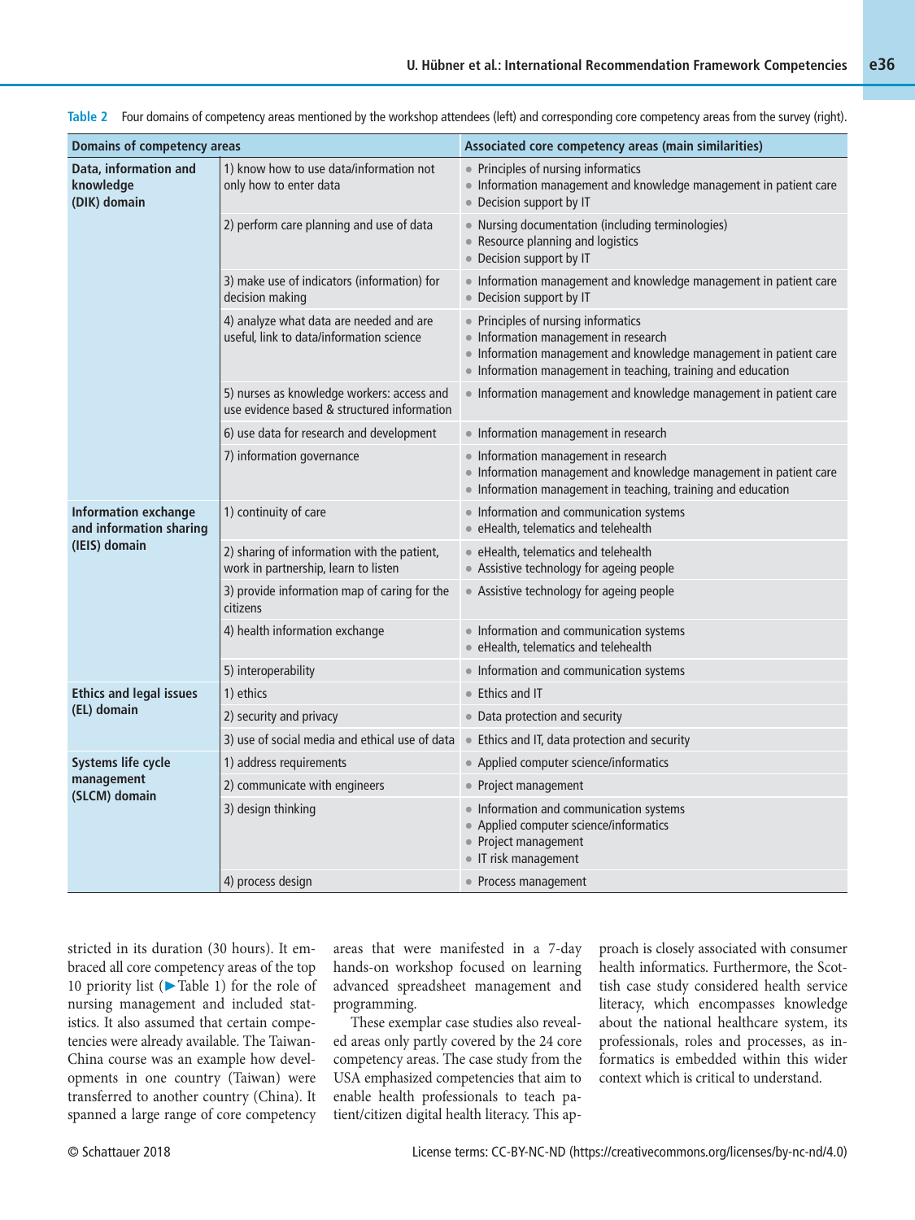**Table 2** Four domains of competency areas mentioned by the workshop attendees (left) and corresponding core competency areas from the survey (right).

| Domains of competency areas | | Associated core competency areas (main similarities) |
|---|---|---|
| **Data, information and knowledge (DIK) domain** | 1) know how to use data/information not only how to enter data | • Principles of nursing informatics<br>• Information management and knowledge management in patient care<br>• Decision support by IT |
| | 2) perform care planning and use of data | • Nursing documentation (including terminologies)<br>• Resource planning and logistics<br>• Decision support by IT |
| | 3) make use of indicators (information) for decision making | • Information management and knowledge management in patient care<br>• Decision support by IT |
| | 4) analyze what data are needed and are useful, link to data/information science | • Principles of nursing informatics<br>• Information management in research<br>• Information management and knowledge management in patient care<br>• Information management in teaching, training and education |
| | 5) nurses as knowledge workers: access and use evidence based & structured information | • Information management and knowledge management in patient care |
| | 6) use data for research and development | • Information management in research |
| | 7) information governance | • Information management in research<br>• Information management and knowledge management in patient care<br>• Information management in teaching, training and education |
| **Information exchange and information sharing (IEIS) domain** | 1) continuity of care | • Information and communication systems<br>• eHealth, telematics and telehealth |
| | 2) sharing of information with the patient, work in partnership, learn to listen | • eHealth, telematics and telehealth<br>• Assistive technology for ageing people |
| | 3) provide information map of caring for the citizens | • Assistive technology for ageing people |
| | 4) health information exchange | • Information and communication systems<br>• eHealth, telematics and telehealth |
| | 5) interoperability | • Information and communication systems |
| **Ethics and legal issues (EL) domain** | 1) ethics | • Ethics and IT |
| | 2) security and privacy | • Data protection and security |
| | 3) use of social media and ethical use of data | • Ethics and IT, data protection and security |
| **Systems life cycle management (SLCM) domain** | 1) address requirements | • Applied computer science/informatics |
| | 2) communicate with engineers | • Project management |
| | 3) design thinking | • Information and communication systems<br>• Applied computer science/informatics<br>• Project management<br>• IT risk management |
| | 4) process design | • Process management |

stricted in its duration (30 hours). It embraced all core competency areas of the top 10 priority list (▶Table 1) for the role of nursing management and included statistics. It also assumed that certain competencies were already available. The Taiwan-China course was an example how developments in one country (Taiwan) were transferred to another country (China). It spanned a large range of core competency areas that were manifested in a 7-day hands-on workshop focused on learning advanced spreadsheet management and programming.

These exemplar case studies also revealed areas only partly covered by the 24 core competency areas. The case study from the USA emphasized competencies that aim to enable health professionals to teach patient/citizen digital health literacy. This approach is closely associated with consumer health informatics. Furthermore, the Scottish case study considered health service literacy, which encompasses knowledge about the national healthcare system, its professionals, roles and processes, as informatics is embedded within this wider context which is critical to understand.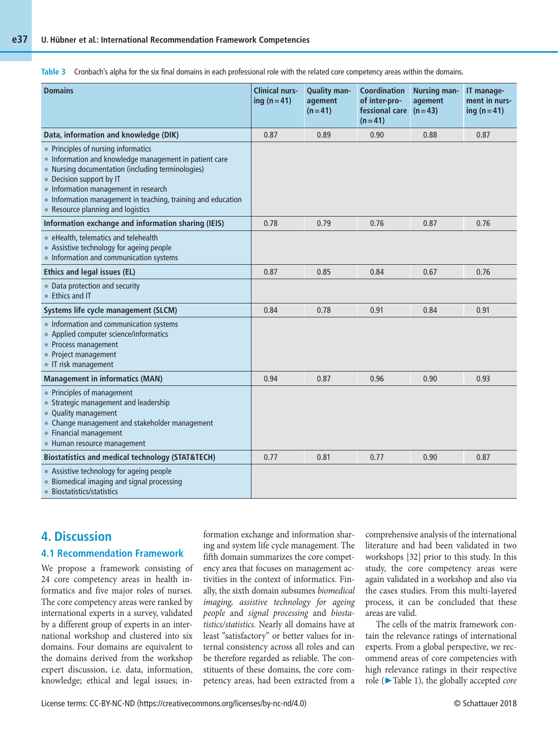**Table 3** Cronbach's alpha for the six final domains in each professional role with the related core competency areas within the domains.

| Domains | Clinical nursing (n = 41) | Quality management (n = 41) | Coordination of inter-professional care (n = 41) | Nursing management (n = 43) | IT management in nursing (n = 41) |
|---|---|---|---|---|---|
| **Data, information and knowledge (DIK)** | 0.87 | 0.89 | 0.90 | 0.88 | 0.87 |
| • Principles of nursing informatics<br>• Information and knowledge management in patient care<br>• Nursing documentation (including terminologies)<br>• Decision support by IT<br>• Information management in research<br>• Information management in teaching, training and education<br>• Resource planning and logistics | | | | | |
| **Information exchange and information sharing (IEIS)** | 0.78 | 0.79 | 0.76 | 0.87 | 0.76 |
| • eHealth, telematics and telehealth<br>• Assistive technology for ageing people<br>• Information and communication systems | | | | | |
| **Ethics and legal issues (EL)** | 0.87 | 0.85 | 0.84 | 0.67 | 0.76 |
| • Data protection and security<br>• Ethics and IT | | | | | |
| **Systems life cycle management (SLCM)** | 0.84 | 0.78 | 0.91 | 0.84 | 0.91 |
| • Information and communication systems<br>• Applied computer science/informatics<br>• Process management<br>• Project management<br>• IT risk management | | | | | |
| **Management in informatics (MAN)** | 0.94 | 0.87 | 0.96 | 0.90 | 0.93 |
| • Principles of management<br>• Strategic management and leadership<br>• Quality management<br>• Change management and stakeholder management<br>• Financial management<br>• Human resource management | | | | | |
| **Biostatistics and medical technology (STAT&TECH)** | 0.77 | 0.81 | 0.77 | 0.90 | 0.87 |
| • Assistive technology for ageing people<br>• Biomedical imaging and signal processing<br>• Biostatistics/statistics | | | | | |

## 4. Discussion

### 4.1 Recommendation Framework

We propose a framework consisting of 24 core competency areas in health informatics and five major roles of nurses. The core competency areas were ranked by international experts in a survey, validated by a different group of experts in an international workshop and clustered into six domains. Four domains are equivalent to the domains derived from the workshop expert discussion, i.e. data, information, knowledge; ethical and legal issues; information exchange and information sharing and system life cycle management. The fifth domain summarizes the core competency area that focuses on management activities in the context of informatics. Finally, the sixth domain subsumes *biomedical imaging, assistive technology for ageing people* and *signal processing* and *biostatistics/statistics.* Nearly all domains have at least "satisfactory" or better values for internal consistency across all roles and can be therefore regarded as reliable. The constituents of these domains, the core competency areas, had been extracted from a comprehensive analysis of the international literature and had been validated in two workshops [32] prior to this study. In this study, the core competency areas were again validated in a workshop and also via the cases studies. From this multi-layered process, it can be concluded that these areas are valid.

The cells of the matrix framework contain the relevance ratings of international experts. From a global perspective, we recommend areas of core competencies with high relevance ratings in their respective role (▶Table 1), the globally accepted *core*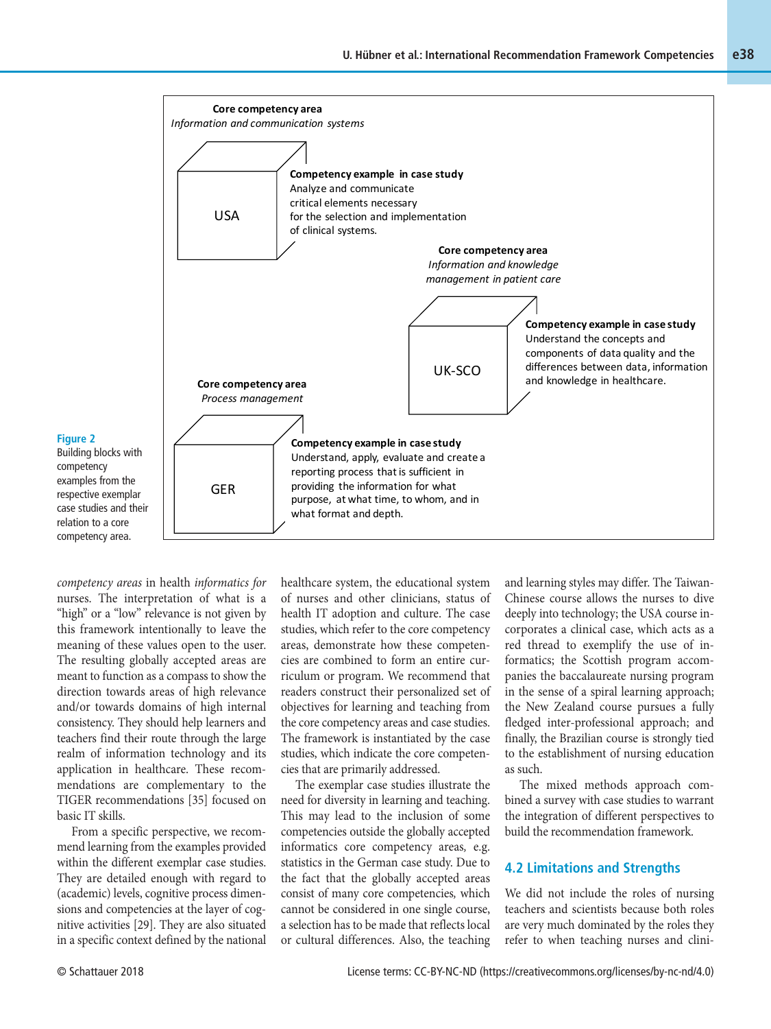Core competency area
*Information and communication systems*

USA

**Competency example in case study**
Analyze and communicate critical elements necessary for the selection and implementation of clinical systems.

Core competency area
*Information and knowledge management in patient care*

UK-SCO

**Competency example in case study**
Understand the concepts and components of data quality and the differences between data, information and knowledge in healthcare.

Core competency area
*Process management*

GER

**Competency example in case study**
Understand, apply, evaluate and create a reporting process that is sufficient in providing the information for what purpose, at what time, to whom, and in what format and depth.

**Figure 2** Building blocks with competency examples from the respective exemplar case studies and their relation to a core competency area.

*competency areas* in health *informatics for* nurses. The interpretation of what is a "high" or a "low" relevance is not given by this framework intentionally to leave the meaning of these values open to the user. The resulting globally accepted areas are meant to function as a compass to show the direction towards areas of high relevance and/or towards domains of high internal consistency. They should help learners and teachers find their route through the large realm of information technology and its application in healthcare. These recommendations are complementary to the TIGER recommendations [35] focused on basic IT skills.

From a specific perspective, we recommend learning from the examples provided within the different exemplar case studies. They are detailed enough with regard to (academic) levels, cognitive process dimensions and competencies at the layer of cognitive activities [29]. They are also situated in a specific context defined by the national healthcare system, the educational system of nurses and other clinicians, status of health IT adoption and culture. The case studies, which refer to the core competency areas, demonstrate how these competencies are combined to form an entire curriculum or program. We recommend that readers construct their personalized set of objectives for learning and teaching from the core competency areas and case studies. The framework is instantiated by the case studies, which indicate the core competencies that are primarily addressed.

The exemplar case studies illustrate the need for diversity in learning and teaching. This may lead to the inclusion of some competencies outside the globally accepted informatics core competency areas, e.g. statistics in the German case study. Due to the fact that the globally accepted areas consist of many core competencies, which cannot be considered in one single course, a selection has to be made that reflects local or cultural differences. Also, the teaching and learning styles may differ. The Taiwan-Chinese course allows the nurses to dive deeply into technology; the USA course incorporates a clinical case, which acts as a red thread to exemplify the use of informatics; the Scottish program accompanies the baccalaureate nursing program in the sense of a spiral learning approach; the New Zealand course pursues a fully fledged inter-professional approach; and finally, the Brazilian course is strongly tied to the establishment of nursing education as such.

The mixed methods approach combined a survey with case studies to warrant the integration of different perspectives to build the recommendation framework.

## 4.2 Limitations and Strengths

We did not include the roles of nursing teachers and scientists because both roles are very much dominated by the roles they refer to when teaching nurses and clini-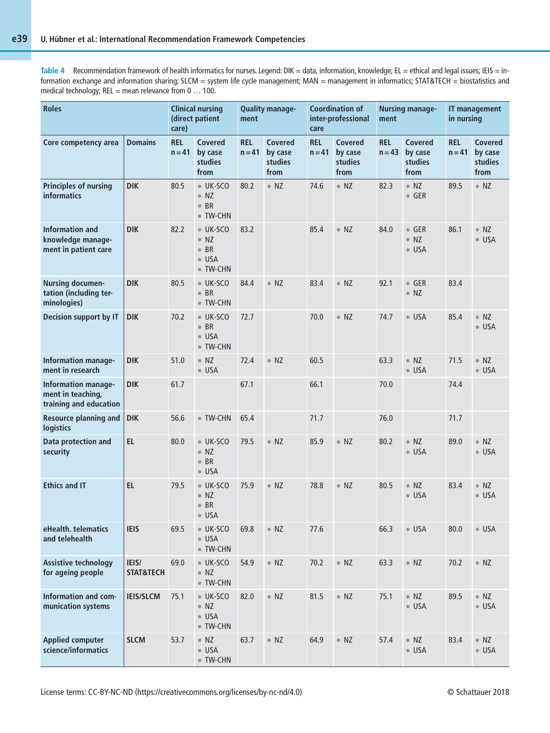**Table 4** Recommendation framework of health informatics for nurses. Legend: DIK = data, information, knowledge; EL = ethical and legal issues; IEIS = information exchange and information sharing; SLCM = system life cycle management; MAN = management in informatics; STAT&TECH = biostatistics and medical technology; REL = mean relevance from 0 … 100.

| Roles | | Clinical nursing (direct patient care) | | Quality management | | Coordination of inter-professional care | | Nursing management | | IT management in nursing | |
|---|---|---|---|---|---|---|---|---|---|---|---|
| **Core competency area** | **Domains** | **REL n = 41** | **Covered by case studies from** | **REL n = 41** | **Covered by case studies from** | **REL n = 41** | **Covered by case studies from** | **REL n = 43** | **Covered by case studies from** | **REL n = 41** | **Covered by case studies from** |
| **Principles of nursing informatics** | **DIK** | 80.5 | • UK-SCO • NZ • BR • TW-CHN | 80.2 | • NZ | 74.6 | • NZ | 82.3 | • NZ • GER | 89.5 | • NZ |
| **Information and knowledge management in patient care** | **DIK** | 82.2 | • UK-SCO • NZ • BR • USA • TW-CHN | 83.2 | | 85.4 | • NZ | 84.0 | • GER • NZ • USA | 86.1 | • NZ • USA |
| **Nursing documentation (including terminologies)** | **DIK** | 80.5 | • UK-SCO • BR • TW-CHN | 84.4 | • NZ | 83.4 | • NZ | 92.1 | • GER • NZ | 83.4 | |
| **Decision support by IT** | **DIK** | 70.2 | • UK-SCO • BR • USA • TW-CHN | 72.7 | | 70.0 | • NZ | 74.7 | • USA | 85.4 | • NZ • USA |
| **Information management in research** | **DIK** | 51.0 | • NZ • USA | 72.4 | • NZ | 60.5 | | 63.3 | • NZ • USA | 71.5 | • NZ • USA |
| **Information management in teaching, training and education** | **DIK** | 61.7 | | 67.1 | | 66.1 | | 70.0 | | 74.4 | |
| **Resource planning and logistics** | **DIK** | 56.6 | • TW-CHN | 65.4 | | 71.7 | | 76.0 | | 71.7 | |
| **Data protection and security** | **EL** | 80.0 | • UK-SCO • NZ • BR • USA | 79.5 | • NZ | 85.9 | • NZ | 80.2 | • NZ • USA | 89.0 | • NZ • USA |
| **Ethics and IT** | **EL** | 79.5 | • UK-SCO • NZ • BR • USA | 75.9 | • NZ | 78.8 | • NZ | 80.5 | • NZ • USA | 83.4 | • NZ • USA |
| **eHealth. telematics and telehealth** | **IEIS** | 69.5 | • UK-SCO • USA • TW-CHN | 69.8 | • NZ | 77.6 | | 66.3 | • USA | 80.0 | • USA |
| **Assistive technology for ageing people** | **IEIS/ STAT&TECH** | 69.0 | • UK-SCO • NZ • TW-CHN | 54.9 | • NZ | 70.2 | • NZ | 63.3 | • NZ | 70.2 | • NZ |
| **Information and communication systems** | **IEIS/SLCM** | 75.1 | • UK-SCO • NZ • USA • TW-CHN | 82.0 | • NZ | 81.5 | • NZ | 75.1 | • NZ • USA | 89.5 | • NZ • USA |
| **Applied computer science/informatics** | **SLCM** | 53.7 | • NZ • USA • TW-CHN | 63.7 | • NZ | 64.9 | • NZ | 57.4 | • NZ • USA | 83.4 | • NZ • USA |

License terms: CC-BY-NC-ND (https://creativecommons.org/licenses/by-nc-nd/4.0) © Schattauer 2018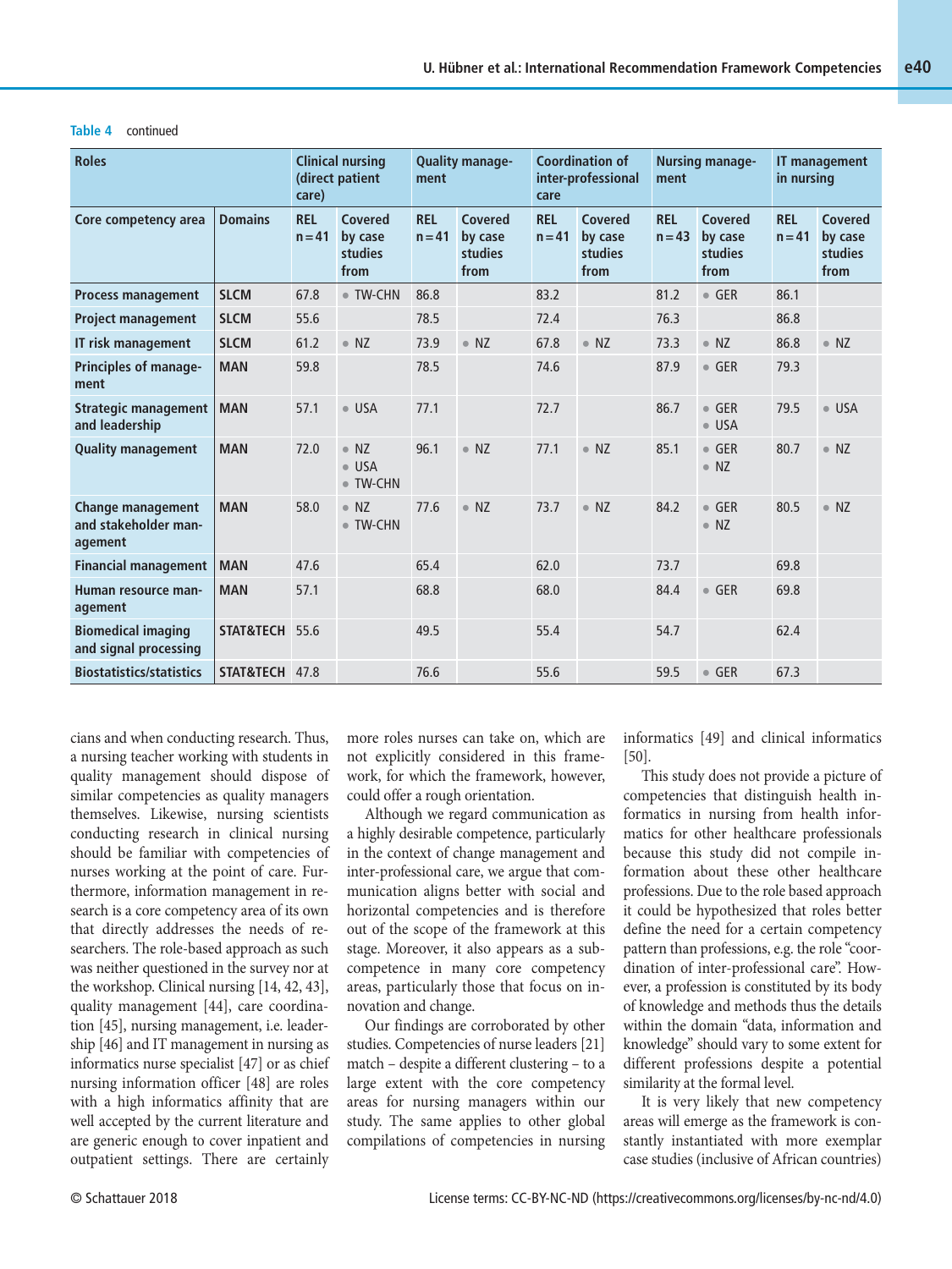**Table 4** continued

| Roles | | Clinical nursing (direct patient care) | | Quality management | | Coordination of inter-professional care | | Nursing management | | IT management in nursing | |
|---|---|---|---|---|---|---|---|---|---|---|---|
| Core competency area | Domains | REL n=41 | Covered by case studies from | REL n=41 | Covered by case studies from | REL n=41 | Covered by case studies from | REL n=43 | Covered by case studies from | REL n=41 | Covered by case studies from |
| **Process management** | **SLCM** | 67.8 | • TW-CHN | 86.8 | | 83.2 | | 81.2 | • GER | 86.1 | |
| **Project management** | **SLCM** | 55.6 | | 78.5 | | 72.4 | | 76.3 | | 86.8 | |
| **IT risk management** | **SLCM** | 61.2 | • NZ | 73.9 | • NZ | 67.8 | • NZ | 73.3 | • NZ | 86.8 | • NZ |
| **Principles of management** | **MAN** | 59.8 | | 78.5 | | 74.6 | | 87.9 | • GER | 79.3 | |
| **Strategic management and leadership** | **MAN** | 57.1 | • USA | 77.1 | | 72.7 | | 86.7 | • GER • USA | 79.5 | • USA |
| **Quality management** | **MAN** | 72.0 | • NZ • USA • TW-CHN | 96.1 | • NZ | 77.1 | • NZ | 85.1 | • GER • NZ | 80.7 | • NZ |
| **Change management and stakeholder management** | **MAN** | 58.0 | • NZ • TW-CHN | 77.6 | • NZ | 73.7 | • NZ | 84.2 | • GER • NZ | 80.5 | • NZ |
| **Financial management** | **MAN** | 47.6 | | 65.4 | | 62.0 | | 73.7 | | 69.8 | |
| **Human resource management** | **MAN** | 57.1 | | 68.8 | | 68.0 | | 84.4 | • GER | 69.8 | |
| **Biomedical imaging and signal processing** | **STAT&TECH** | 55.6 | | 49.5 | | 55.4 | | 54.7 | | 62.4 | |
| **Biostatistics/statistics** | **STAT&TECH** | 47.8 | | 76.6 | | 55.6 | | 59.5 | • GER | 67.3 | |

cians and when conducting research. Thus, a nursing teacher working with students in quality management should dispose of similar competencies as quality managers themselves. Likewise, nursing scientists conducting research in clinical nursing should be familiar with competencies of nurses working at the point of care. Furthermore, information management in research is a core competency area of its own that directly addresses the needs of researchers. The role-based approach as such was neither questioned in the survey nor at the workshop. Clinical nursing [14, 42, 43], quality management [44], care coordination [45], nursing management, i.e. leadership [46] and IT management in nursing as informatics nurse specialist [47] or as chief nursing information officer [48] are roles with a high informatics affinity that are well accepted by the current literature and are generic enough to cover inpatient and outpatient settings. There are certainly more roles nurses can take on, which are not explicitly considered in this framework, for which the framework, however, could offer a rough orientation.

Although we regard communication as a highly desirable competence, particularly in the context of change management and inter-professional care, we argue that communication aligns better with social and horizontal competencies and is therefore out of the scope of the framework at this stage. Moreover, it also appears as a subcompetence in many core competency areas, particularly those that focus on innovation and change.

Our findings are corroborated by other studies. Competencies of nurse leaders [21] match – despite a different clustering – to a large extent with the core competency areas for nursing managers within our study. The same applies to other global compilations of competencies in nursing informatics [49] and clinical informatics [50].

This study does not provide a picture of competencies that distinguish health informatics in nursing from health informatics for other healthcare professionals because this study did not compile information about these other healthcare professions. Due to the role based approach it could be hypothesized that roles better define the need for a certain competency pattern than professions, e.g. the role "coordination of inter-professional care". However, a profession is constituted by its body of knowledge and methods thus the details within the domain "data, information and knowledge" should vary to some extent for different professions despite a potential similarity at the formal level.

It is very likely that new competency areas will emerge as the framework is constantly instantiated with more exemplar case studies (inclusive of African countries)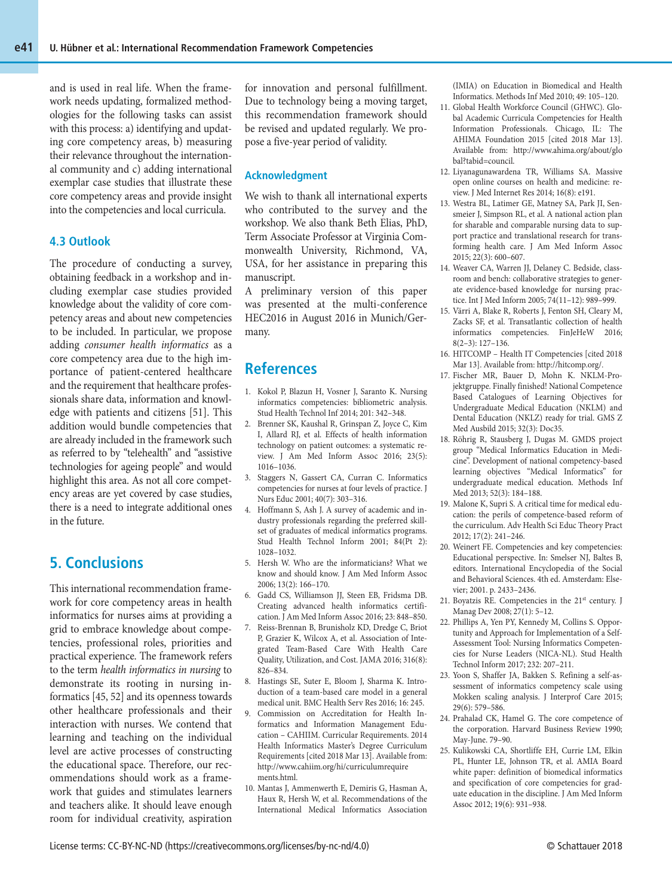and is used in real life. When the framework needs updating, formalized methodologies for the following tasks can assist with this process: a) identifying and updating core competency areas, b) measuring their relevance throughout the international community and c) adding international exemplar case studies that illustrate these core competency areas and provide insight into the competencies and local curricula.

### 4.3 Outlook

The procedure of conducting a survey, obtaining feedback in a workshop and including exemplar case studies provided knowledge about the validity of core competency areas and about new competencies to be included. In particular, we propose adding *consumer health informatics* as a core competency area due to the high importance of patient-centered healthcare and the requirement that healthcare professionals share data, information and knowledge with patients and citizens [51]. This addition would bundle competencies that are already included in the framework such as referred to by "telehealth" and "assistive technologies for ageing people" and would highlight this area. As not all core competency areas are yet covered by case studies, there is a need to integrate additional ones in the future.

## 5. Conclusions

This international recommendation framework for core competency areas in health informatics for nurses aims at providing a grid to embrace knowledge about competencies, professional roles, priorities and practical experience. The framework refers to the term *health informatics in nursing* to demonstrate its rooting in nursing informatics [45, 52] and its openness towards other healthcare professionals and their interaction with nurses. We contend that learning and teaching on the individual level are active processes of constructing the educational space. Therefore, our recommendations should work as a framework that guides and stimulates learners and teachers alike. It should leave enough room for individual creativity, aspiration for innovation and personal fulfillment. Due to technology being a moving target, this recommendation framework should be revised and updated regularly. We propose a five-year period of validity.

### Acknowledgment

We wish to thank all international experts who contributed to the survey and the workshop. We also thank Beth Elias, PhD, Term Associate Professor at Virginia Commonwealth University, Richmond, VA, USA, for her assistance in preparing this manuscript.

A preliminary version of this paper was presented at the multi-conference HEC2016 in August 2016 in Munich/Germany.

## References

1. Kokol P, Blazun H, Vosner J, Saranto K. Nursing informatics competencies: bibliometric analysis. Stud Health Technol Inf 2014; 201: 342–348.
2. Brenner SK, Kaushal R, Grinspan Z, Joyce C, Kim I, Allard RJ, et al. Effects of health information technology on patient outcomes: a systematic review. J Am Med Inform Assoc 2016; 23(5): 1016–1036.
3. Staggers N, Gassert CA, Curran C. Informatics competencies for nurses at four levels of practice. J Nurs Educ 2001; 40(7): 303–316.
4. Hoffmann S, Ash J. A survey of academic and industry professionals regarding the preferred skillset of graduates of medical informatics programs. Stud Health Technol Inform 2001; 84(Pt 2): 1028–1032.
5. Hersh W. Who are the informaticians? What we know and should know. J Am Med Inform Assoc 2006; 13(2): 166–170.
6. Gadd CS, Williamson JJ, Steen EB, Fridsma DB. Creating advanced health informatics certification. J Am Med Inform Assoc 2016; 23: 848–850.
7. Reiss-Brennan B, Brunisholz KD, Dredge C, Briot P, Grazier K, Wilcox A, et al. Association of Integrated Team-Based Care With Health Care Quality, Utilization, and Cost. JAMA 2016; 316(8): 826–834.
8. Hastings SE, Suter E, Bloom J, Sharma K. Introduction of a team-based care model in a general medical unit. BMC Health Serv Res 2016; 16: 245.
9. Commission on Accreditation for Health Informatics and Information Management Education – CAHIIM. Curricular Requirements. 2014 Health Informatics Master's Degree Curriculum Requirements [cited 2018 Mar 13]. Available from: http://www.cahiim.org/hi/curriculumrequirements.html.
10. Mantas J, Ammenwerth E, Demiris G, Hasman A, Haux R, Hersh W, et al. Recommendations of the International Medical Informatics Association (IMIA) on Education in Biomedical and Health Informatics. Methods Inf Med 2010; 49: 105–120.
11. Global Health Workforce Council (GHWC). Global Academic Curricula Competencies for Health Information Professionals. Chicago, IL: The AHIMA Foundation 2015 [cited 2018 Mar 13]. Available from: http://www.ahima.org/about/global?tabid=council.
12. Liyanagunawardena TR, Williams SA. Massive open online courses on health and medicine: review. J Med Internet Res 2014; 16(8): e191.
13. Westra BL, Latimer GE, Matney SA, Park JI, Sensmeier J, Simpson RL, et al. A national action plan for sharable and comparable nursing data to support practice and translational research for transforming health care. J Am Med Inform Assoc 2015; 22(3): 600–607.
14. Weaver CA, Warren JJ, Delaney C. Bedside, classroom and bench: collaborative strategies to generate evidence-based knowledge for nursing practice. Int J Med Inform 2005; 74(11–12): 989–999.
15. Värri A, Blake R, Roberts J, Fenton SH, Cleary M, Zacks SF, et al. Transatlantic collection of health informatics competencies. FinJeHeW 2016; 8(2–3): 127–136.
16. HITCOMP – Health IT Competencies [cited 2018 Mar 13]. Available from: http://hitcomp.org/.
17. Fischer MR, Bauer D, Mohn K. NKLM-Projektgruppe. Finally finished! National Competence Based Catalogues of Learning Objectives for Undergraduate Medical Education (NKLM) and Dental Education (NKLZ) ready for trial. GMS Z Med Ausbild 2015; 32(3): Doc35.
18. Röhrig R, Stausberg J, Dugas M. GMDS project group "Medical Informatics Education in Medicine". Development of national competency-based learning objectives "Medical Informatics" for undergraduate medical education. Methods Inf Med 2013; 52(3): 184–188.
19. Malone K, Supri S. A critical time for medical education: the perils of competence-based reform of the curriculum. Adv Health Sci Educ Theory Pract 2012; 17(2): 241–246.
20. Weinert FE. Competencies and key competencies: Educational perspective. In: Smelser NJ, Baltes B, editors. International Encyclopedia of the Social and Behavioral Sciences. 4th ed. Amsterdam: Elsevier; 2001. p. 2433–2436.
21. Boyatzis RE. Competencies in the 21st century. J Manag Dev 2008; 27(1): 5–12.
22. Phillips A, Yen PY, Kennedy M, Collins S. Opportunity and Approach for Implementation of a Self-Assessment Tool: Nursing Informatics Competencies for Nurse Leaders (NICA-NL). Stud Health Technol Inform 2017; 232: 207–211.
23. Yoon S, Shaffer JA, Bakken S. Refining a self-assessment of informatics competency scale using Mokken scaling analysis. J Interprof Care 2015; 29(6): 579–586.
24. Prahalad CK, Hamel G. The core competence of the corporation. Harvard Business Review 1990; May-June. 79–90.
25. Kulikowski CA, Shortliffe EH, Currie LM, Elkin PL, Hunter LE, Johnson TR, et al. AMIA Board white paper: definition of biomedical informatics and specification of core competencies for graduate education in the discipline. J Am Med Inform Assoc 2012; 19(6): 931–938.

License terms: CC-BY-NC-ND (https://creativecommons.org/licenses/by-nc-nd/4.0) © Schattauer 2018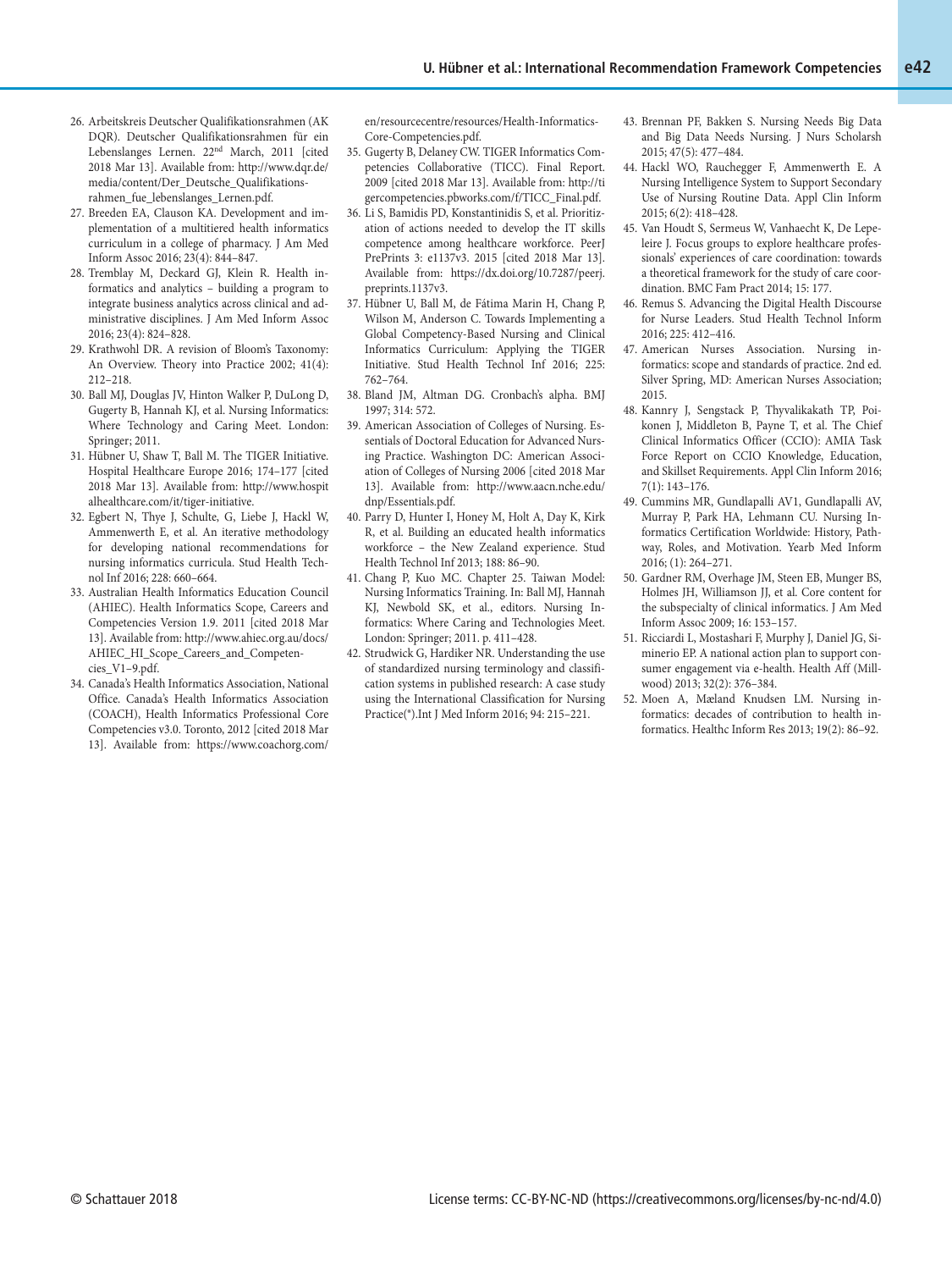26. Arbeitskreis Deutscher Qualifikationsrahmen (AK DQR). Deutscher Qualifikationsrahmen für ein Lebenslanges Lernen. 22nd March, 2011 [cited 2018 Mar 13]. Available from: http://www.dqr.de/media/content/Der_Deutsche_Qualifikationsrahmen_fue_lebenslanges_Lernen.pdf.
27. Breeden EA, Clauson KA. Development and implementation of a multitiered health informatics curriculum in a college of pharmacy. J Am Med Inform Assoc 2016; 23(4): 844–847.
28. Tremblay M, Deckard GJ, Klein R. Health informatics and analytics – building a program to integrate business analytics across clinical and administrative disciplines. J Am Med Inform Assoc 2016; 23(4): 824–828.
29. Krathwohl DR. A revision of Bloom's Taxonomy: An Overview. Theory into Practice 2002; 41(4): 212–218.
30. Ball MJ, Douglas JV, Hinton Walker P, DuLong D, Gugerty B, Hannah KJ, et al. Nursing Informatics: Where Technology and Caring Meet. London: Springer; 2011.
31. Hübner U, Shaw T, Ball M. The TIGER Initiative. Hospital Healthcare Europe 2016; 174–177 [cited 2018 Mar 13]. Available from: http://www.hospitalhealthcare.com/it/tiger-initiative.
32. Egbert N, Thye J, Schulte, G, Liebe J, Hackl W, Ammenwerth E, et al. An iterative methodology for developing national recommendations for nursing informatics curricula. Stud Health Technol Inf 2016; 228: 660–664.
33. Australian Health Informatics Education Council (AHIEC). Health Informatics Scope, Careers and Competencies Version 1.9. 2011 [cited 2018 Mar 13]. Available from: http://www.ahiec.org.au/docs/AHIEC_HI_Scope_Careers_and_Competencies_V1–9.pdf.
34. Canada's Health Informatics Association, National Office. Canada's Health Informatics Association (COACH), Health Informatics Professional Core Competencies v3.0. Toronto, 2012 [cited 2018 Mar 13]. Available from: https://www.coachorg.com/en/resourcecentre/resources/Health-Informatics-Core-Competencies.pdf.
35. Gugerty B, Delaney CW. TIGER Informatics Competencies Collaborative (TICC). Final Report. 2009 [cited 2018 Mar 13]. Available from: http://tigercompetencies.pbworks.com/f/TICC_Final.pdf.
36. Li S, Bamidis PD, Konstantinidis S, et al. Prioritization of actions needed to develop the IT skills competence among healthcare workforce. PeerJ PrePrints 3: e1137v3. 2015 [cited 2018 Mar 13]. Available from: https://dx.doi.org/10.7287/peerj.preprints.1137v3.
37. Hübner U, Ball M, de Fátima Marin H, Chang P, Wilson M, Anderson C. Towards Implementing a Global Competency-Based Nursing and Clinical Informatics Curriculum: Applying the TIGER Initiative. Stud Health Technol Inf 2016; 225: 762–764.
38. Bland JM, Altman DG. Cronbach's alpha. BMJ 1997; 314: 572.
39. American Association of Colleges of Nursing. Essentials of Doctoral Education for Advanced Nursing Practice. Washington DC: American Association of Colleges of Nursing 2006 [cited 2018 Mar 13]. Available from: http://www.aacn.nche.edu/dnp/Essentials.pdf.
40. Parry D, Hunter I, Honey M, Holt A, Day K, Kirk R, et al. Building an educated health informatics workforce – the New Zealand experience. Stud Health Technol Inf 2013; 188: 86–90.
41. Chang P, Kuo MC. Chapter 25. Taiwan Model: Nursing Informatics Training. In: Ball MJ, Hannah KJ, Newbold SK, et al., editors. Nursing Informatics: Where Caring and Technologies Meet. London: Springer; 2011. p. 411–428.
42. Strudwick G, Hardiker NR. Understanding the use of standardized nursing terminology and classification systems in published research: A case study using the International Classification for Nursing Practice(®).Int J Med Inform 2016; 94: 215–221.
43. Brennan PF, Bakken S. Nursing Needs Big Data and Big Data Needs Nursing. J Nurs Scholarsh 2015; 47(5): 477–484.
44. Hackl WO, Rauchegger F, Ammenwerth E. A Nursing Intelligence System to Support Secondary Use of Nursing Routine Data. Appl Clin Inform 2015; 6(2): 418–428.
45. Van Houdt S, Sermeus W, Vanhaecht K, De Lepeleire J. Focus groups to explore healthcare professionals' experiences of care coordination: towards a theoretical framework for the study of care coordination. BMC Fam Pract 2014; 15: 177.
46. Remus S. Advancing the Digital Health Discourse for Nurse Leaders. Stud Health Technol Inform 2016; 225: 412–416.
47. American Nurses Association. Nursing informatics: scope and standards of practice. 2nd ed. Silver Spring, MD: American Nurses Association; 2015.
48. Kannry J, Sengstack P, Thyvalikakath TP, Poikonen J, Middleton B, Payne T, et al. The Chief Clinical Informatics Officer (CCIO): AMIA Task Force Report on CCIO Knowledge, Education, and Skillset Requirements. Appl Clin Inform 2016; 7(1): 143–176.
49. Cummins MR, Gundlapalli AV1, Gundlapalli AV, Murray P, Park HA, Lehmann CU. Nursing Informatics Certification Worldwide: History, Pathway, Roles, and Motivation. Yearb Med Inform 2016; (1): 264–271.
50. Gardner RM, Overhage JM, Steen EB, Munger BS, Holmes JH, Williamson JJ, et al. Core content for the subspecialty of clinical informatics. J Am Med Inform Assoc 2009; 16: 153–157.
51. Ricciardi L, Mostashari F, Murphy J, Daniel JG, Siminerio EP. A national action plan to support consumer engagement via e-health. Health Aff (Millwood) 2013; 32(2): 376–384.
52. Moen A, Mæland Knudsen LM. Nursing informatics: decades of contribution to health informatics. Healthc Inform Res 2013; 19(2): 86–92.